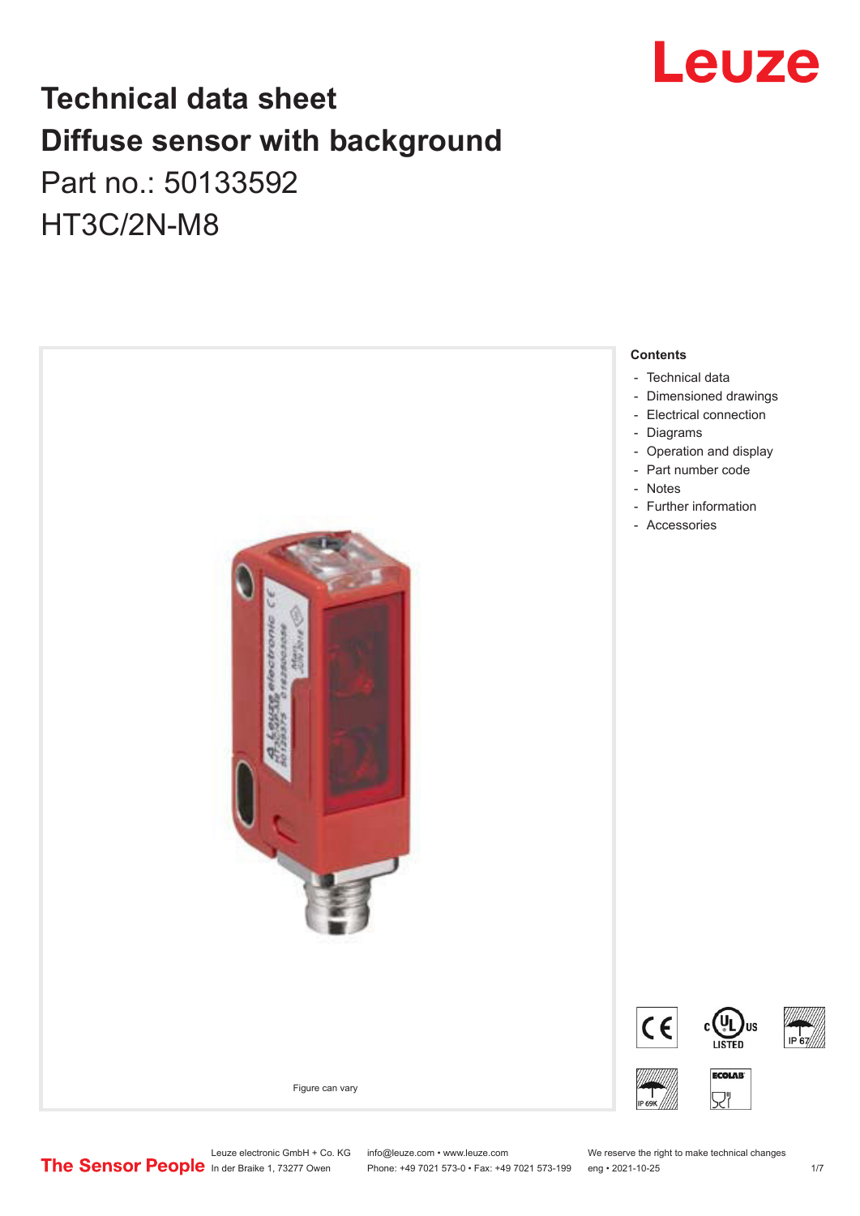# Technical data sheet
# Diffuse sensor with background

Part no.: 50133592

HT3C/2N-M8

Figure can vary

**Contents**

- Technical data
- Dimensioned drawings
- Electrical connection
- Diagrams
- Operation and display
- Part number code
- Notes
- Further information
- Accessories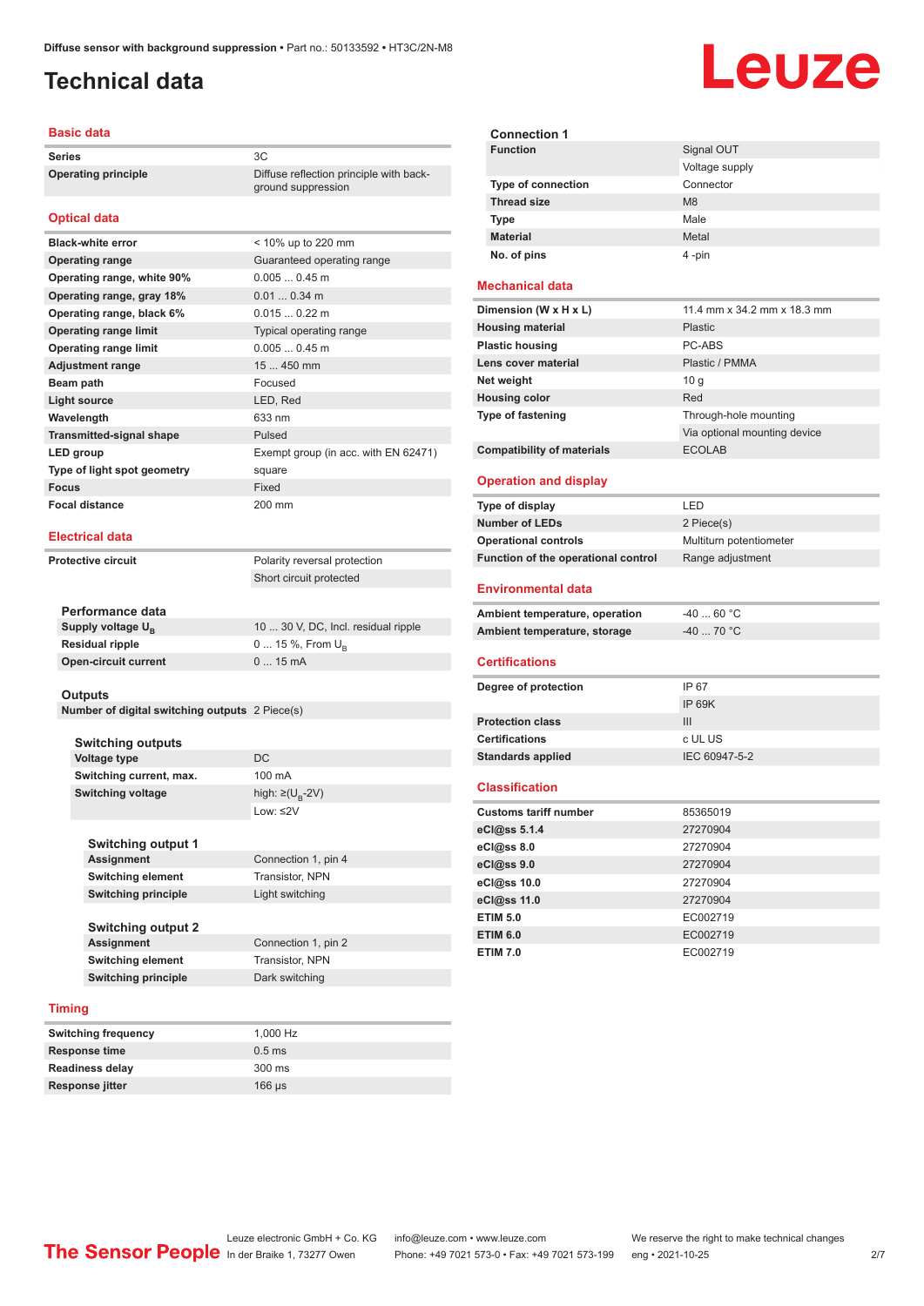# Technical data

## Basic data

| | |
|---|---|
| **Series** | 3C |
| **Operating principle** | Diffuse reflection principle with background suppression |

## Optical data

| | |
|---|---|
| **Black-white error** | < 10% up to 220 mm |
| **Operating range** | Guaranteed operating range |
| **Operating range, white 90%** | 0.005 ... 0.45 m |
| **Operating range, gray 18%** | 0.01 ... 0.34 m |
| **Operating range, black 6%** | 0.015 ... 0.22 m |
| **Operating range limit** | Typical operating range |
| **Operating range limit** | 0.005 ... 0.45 m |
| **Adjustment range** | 15 ... 450 mm |
| **Beam path** | Focused |
| **Light source** | LED, Red |
| **Wavelength** | 633 nm |
| **Transmitted-signal shape** | Pulsed |
| **LED group** | Exempt group (in acc. with EN 62471) |
| **Type of light spot geometry** | square |
| **Focus** | Fixed |
| **Focal distance** | 200 mm |

## Electrical data

| | |
|---|---|
| **Protective circuit** | Polarity reversal protection |
| | Short circuit protected |

### Performance data

| | |
|---|---|
| **Supply voltage $U_B$** | 10 ... 30 V, DC, Incl. residual ripple |
| **Residual ripple** | 0 ... 15 %, From $U_B$ |
| **Open-circuit current** | 0 ... 15 mA |

### Outputs

| | |
|---|---|
| **Number of digital switching outputs** | 2 Piece(s) |

#### Switching outputs

| | |
|---|---|
| **Voltage type** | DC |
| **Switching current, max.** | 100 mA |
| **Switching voltage** | high: ≥($U_B$-2V) |
| | Low: ≤2V |

##### Switching output 1

| | |
|---|---|
| **Assignment** | Connection 1, pin 4 |
| **Switching element** | Transistor, NPN |
| **Switching principle** | Light switching |

##### Switching output 2

| | |
|---|---|
| **Assignment** | Connection 1, pin 2 |
| **Switching element** | Transistor, NPN |
| **Switching principle** | Dark switching |

## Timing

| | |
|---|---|
| **Switching frequency** | 1,000 Hz |
| **Response time** | 0.5 ms |
| **Readiness delay** | 300 ms |
| **Response jitter** | 166 µs |

### Connection 1

| | |
|---|---|
| **Function** | Signal OUT |
| | Voltage supply |
| **Type of connection** | Connector |
| **Thread size** | M8 |
| **Type** | Male |
| **Material** | Metal |
| **No. of pins** | 4 -pin |

## Mechanical data

| | |
|---|---|
| **Dimension (W x H x L)** | 11.4 mm x 34.2 mm x 18.3 mm |
| **Housing material** | Plastic |
| **Plastic housing** | PC-ABS |
| **Lens cover material** | Plastic / PMMA |
| **Net weight** | 10 g |
| **Housing color** | Red |
| **Type of fastening** | Through-hole mounting |
| | Via optional mounting device |
| **Compatibility of materials** | ECOLAB |

## Operation and display

| | |
|---|---|
| **Type of display** | LED |
| **Number of LEDs** | 2 Piece(s) |
| **Operational controls** | Multiturn potentiometer |
| **Function of the operational control** | Range adjustment |

## Environmental data

| | |
|---|---|
| **Ambient temperature, operation** | -40 ... 60 °C |
| **Ambient temperature, storage** | -40 ... 70 °C |

## Certifications

| | |
|---|---|
| **Degree of protection** | IP 67 |
| | IP 69K |
| **Protection class** | III |
| **Certifications** | c UL US |
| **Standards applied** | IEC 60947-5-2 |

## Classification

| | |
|---|---|
| **Customs tariff number** | 85365019 |
| **eCl@ss 5.1.4** | 27270904 |
| **eCl@ss 8.0** | 27270904 |
| **eCl@ss 9.0** | 27270904 |
| **eCl@ss 10.0** | 27270904 |
| **eCl@ss 11.0** | 27270904 |
| **ETIM 5.0** | EC002719 |
| **ETIM 6.0** | EC002719 |
| **ETIM 7.0** | EC002719 |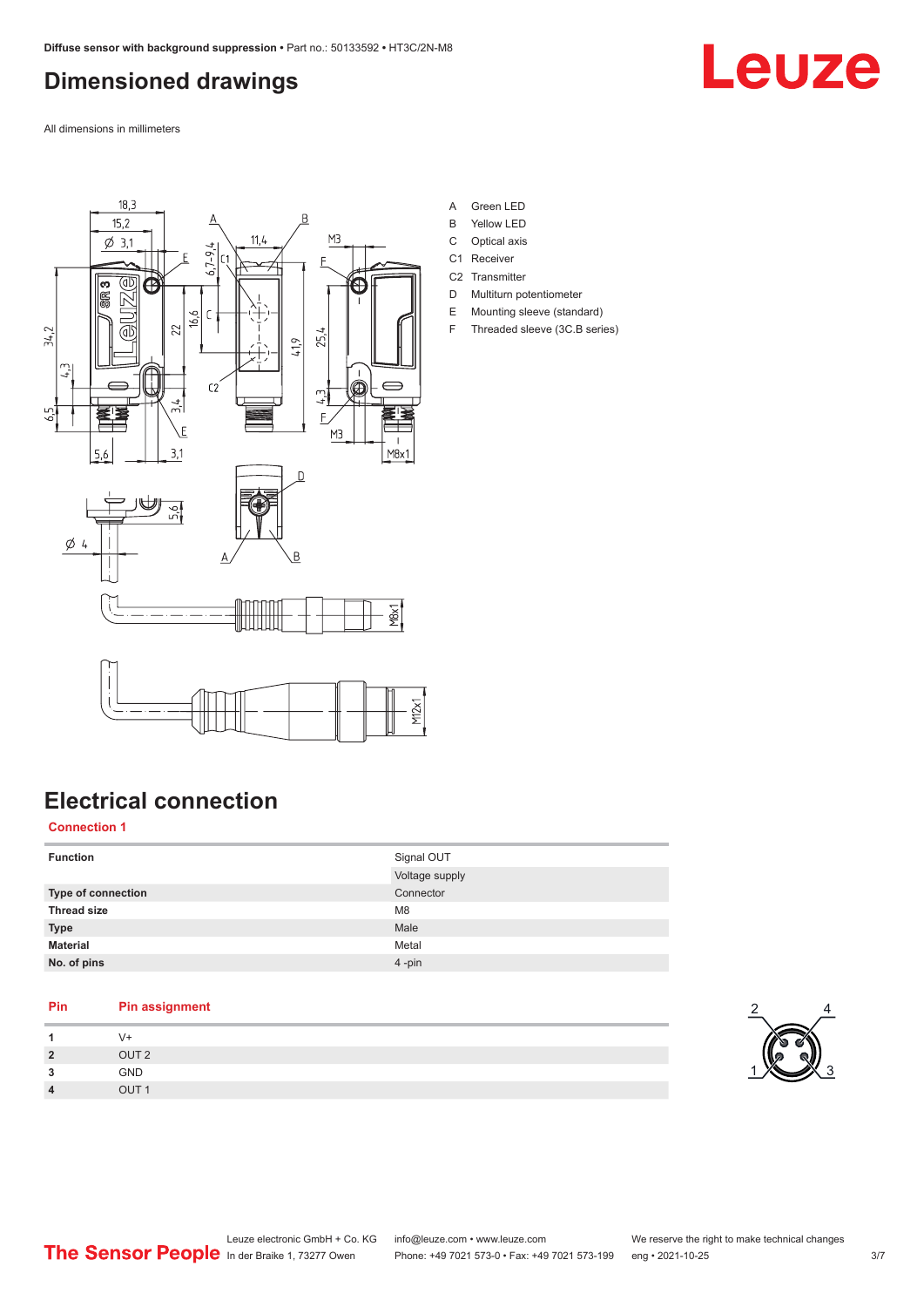# Dimensioned drawings

All dimensions in millimeters

A Green LED
B Yellow LED
C Optical axis
C1 Receiver
C2 Transmitter
D Multiturn potentiometer
E Mounting sleeve (standard)
F Threaded sleeve (3C.B series)

# Electrical connection

## Connection 1

| | |
|---|---|
| **Function** | Signal OUT |
| | Voltage supply |
| **Type of connection** | Connector |
| **Thread size** | M8 |
| **Type** | Male |
| **Material** | Metal |
| **No. of pins** | 4 -pin |

| Pin | Pin assignment |
|---|---|
| **1** | V+ |
| **2** | OUT 2 |
| **3** | GND |
| **4** | OUT 1 |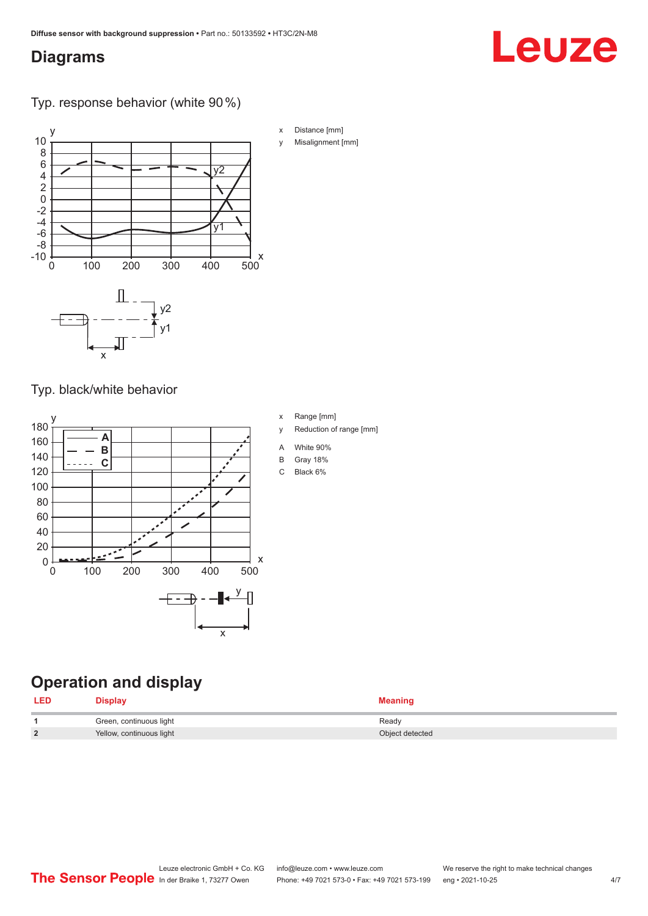## Diagrams

### Typ. response behavior (white 90 %)

x Distance [mm]

y Misalignment [mm]

### Typ. black/white behavior

x Range [mm]

y Reduction of range [mm]

A White 90%

B Gray 18%

C Black 6%

## Operation and display

| LED | Display | Meaning |
| --- | --- | --- |
| 1 | Green, continuous light | Ready |
| 2 | Yellow, continuous light | Object detected |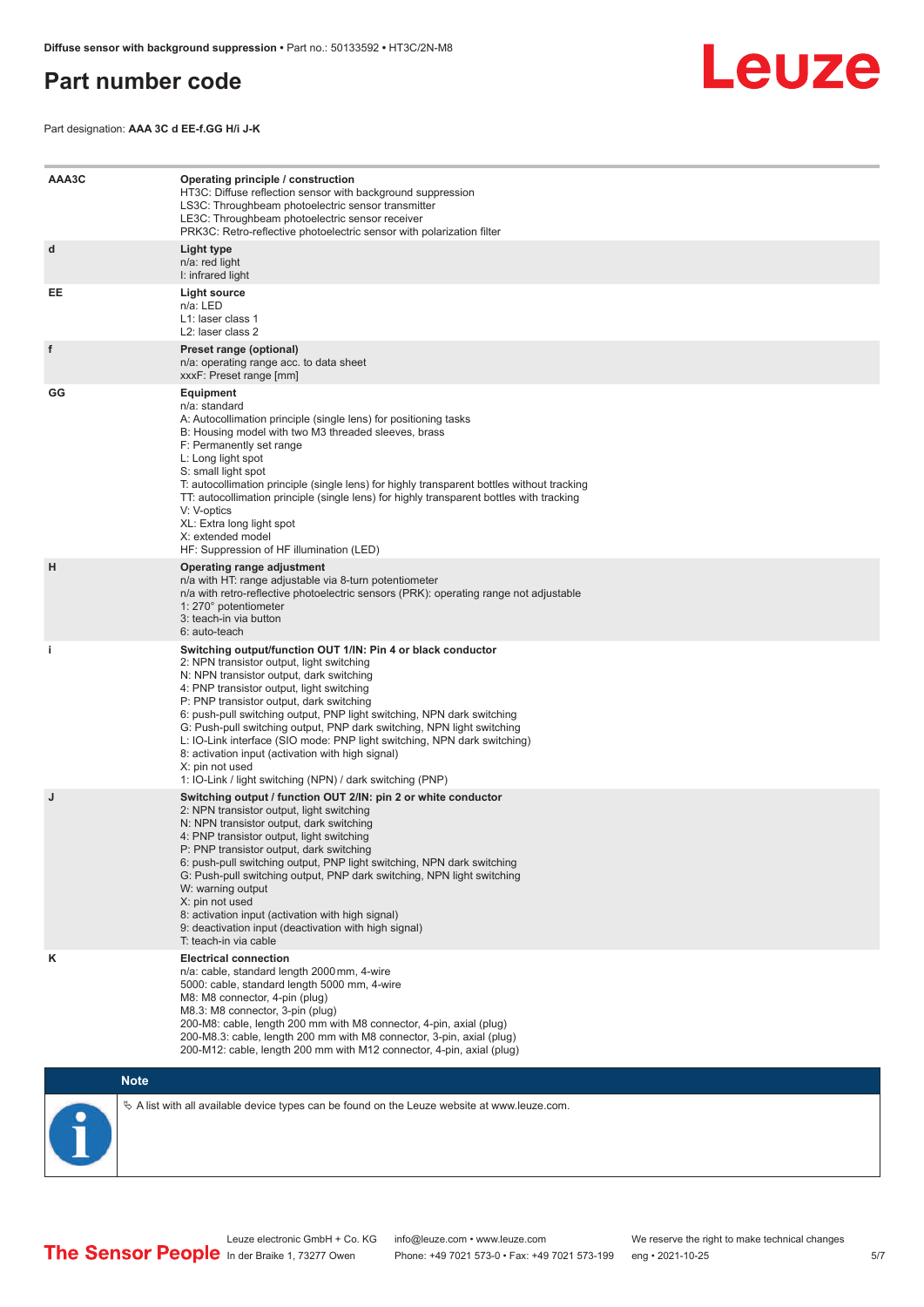# Part number code

Part designation: **AAA 3C d EE-f.GG H/i J-K**

| | |
|---|---|
| **AAA3C** | **Operating principle / construction**<br>HT3C: Diffuse reflection sensor with background suppression<br>LS3C: Throughbeam photoelectric sensor transmitter<br>LE3C: Throughbeam photoelectric sensor receiver<br>PRK3C: Retro-reflective photoelectric sensor with polarization filter |
| **d** | **Light type**<br>n/a: red light<br>I: infrared light |
| **EE** | **Light source**<br>n/a: LED<br>L1: laser class 1<br>L2: laser class 2 |
| **f** | **Preset range (optional)**<br>n/a: operating range acc. to data sheet<br>xxxF: Preset range [mm] |
| **GG** | **Equipment**<br>n/a: standard<br>A: Autocollimation principle (single lens) for positioning tasks<br>B: Housing model with two M3 threaded sleeves, brass<br>F: Permanently set range<br>L: Long light spot<br>S: small light spot<br>T: autocollimation principle (single lens) for highly transparent bottles without tracking<br>TT: autocollimation principle (single lens) for highly transparent bottles with tracking<br>V: V-optics<br>XL: Extra long light spot<br>X: extended model<br>HF: Suppression of HF illumination (LED) |
| **H** | **Operating range adjustment**<br>n/a with HT: range adjustable via 8-turn potentiometer<br>n/a with retro-reflective photoelectric sensors (PRK): operating range not adjustable<br>1: 270° potentiometer<br>3: teach-in via button<br>6: auto-teach |
| **i** | **Switching output/function OUT 1/IN: Pin 4 or black conductor**<br>2: NPN transistor output, light switching<br>N: NPN transistor output, dark switching<br>4: PNP transistor output, light switching<br>P: PNP transistor output, dark switching<br>6: push-pull switching output, PNP light switching, NPN dark switching<br>G: Push-pull switching output, PNP dark switching, NPN light switching<br>L: IO-Link interface (SIO mode: PNP light switching, NPN dark switching)<br>8: activation input (activation with high signal)<br>X: pin not used<br>1: IO-Link / light switching (NPN) / dark switching (PNP) |
| **J** | **Switching output / function OUT 2/IN: pin 2 or white conductor**<br>2: NPN transistor output, light switching<br>N: NPN transistor output, dark switching<br>4: PNP transistor output, light switching<br>P: PNP transistor output, dark switching<br>6: push-pull switching output, PNP light switching, NPN dark switching<br>G: Push-pull switching output, PNP dark switching, NPN light switching<br>W: warning output<br>X: pin not used<br>8: activation input (activation with high signal)<br>9: deactivation input (deactivation with high signal)<br>T: teach-in via cable |
| **K** | **Electrical connection**<br>n/a: cable, standard length 2000 mm, 4-wire<br>5000: cable, standard length 5000 mm, 4-wire<br>M8: M8 connector, 4-pin (plug)<br>M8.3: M8 connector, 3-pin (plug)<br>200-M8: cable, length 200 mm with M8 connector, 4-pin, axial (plug)<br>200-M8.3: cable, length 200 mm with M8 connector, 3-pin, axial (plug)<br>200-M12: cable, length 200 mm with M12 connector, 4-pin, axial (plug) |

**Note**

↪ A list with all available device types can be found on the Leuze website at www.leuze.com.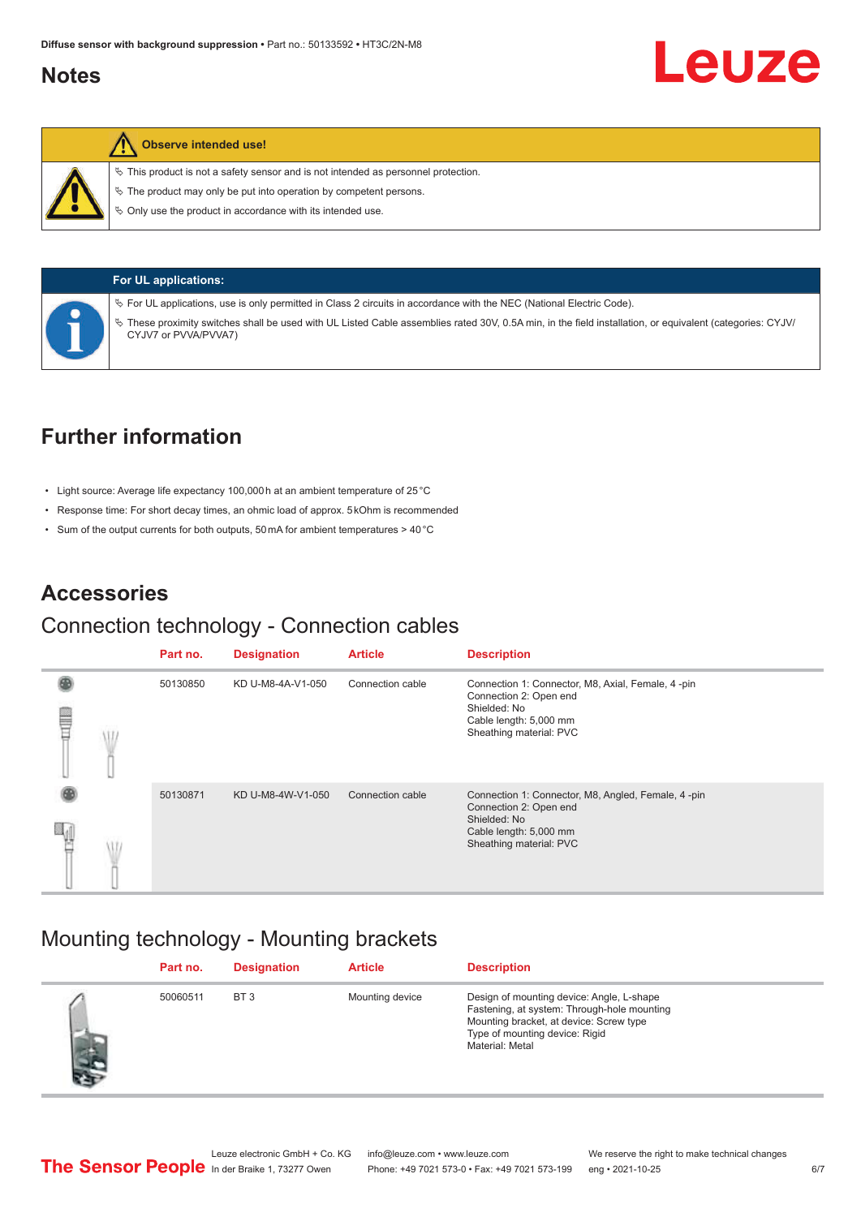# Notes

**Observe intended use!**

- ✎ This product is not a safety sensor and is not intended as personnel protection.
- ✎ The product may only be put into operation by competent persons.
- ✎ Only use the product in accordance with its intended use.

**For UL applications:**

- ✎ For UL applications, use is only permitted in Class 2 circuits in accordance with the NEC (National Electric Code).
- ✎ These proximity switches shall be used with UL Listed Cable assemblies rated 30V, 0.5A min, in the field installation, or equivalent (categories: CYJV/CYJV7 or PVVA/PVVA7)

# Further information

- Light source: Average life expectancy 100,000 h at an ambient temperature of 25 °C
- Response time: For short decay times, an ohmic load of approx. 5 kOhm is recommended
- Sum of the output currents for both outputs, 50 mA for ambient temperatures > 40 °C

# Accessories

## Connection technology - Connection cables

| Part no. | Designation | Article | Description |
|---|---|---|---|
| 50130850 | KD U-M8-4A-V1-050 | Connection cable | Connection 1: Connector, M8, Axial, Female, 4 -pin<br>Connection 2: Open end<br>Shielded: No<br>Cable length: 5,000 mm<br>Sheathing material: PVC |
| 50130871 | KD U-M8-4W-V1-050 | Connection cable | Connection 1: Connector, M8, Angled, Female, 4 -pin<br>Connection 2: Open end<br>Shielded: No<br>Cable length: 5,000 mm<br>Sheathing material: PVC |

## Mounting technology - Mounting brackets

| Part no. | Designation | Article | Description |
|---|---|---|---|
| 50060511 | BT 3 | Mounting device | Design of mounting device: Angle, L-shape<br>Fastening, at system: Through-hole mounting<br>Mounting bracket, at device: Screw type<br>Type of mounting device: Rigid<br>Material: Metal |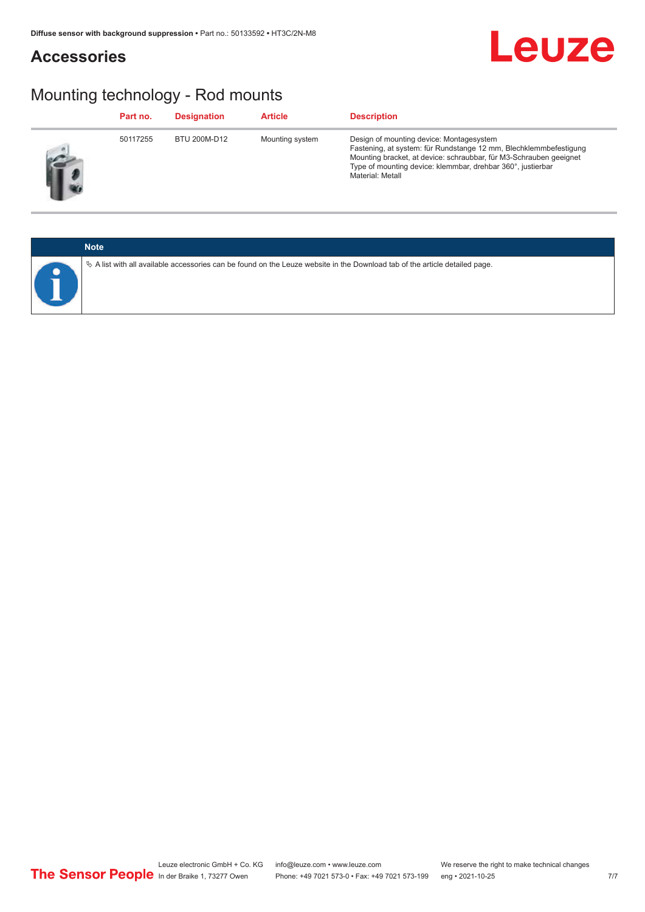## Accessories

# Mounting technology - Rod mounts

| | Part no. | Designation | Article | Description |
|---|---|---|---|---|
| | 50117255 | BTU 200M-D12 | Mounting system | Design of mounting device: Montagesystem<br>Fastening, at system: für Rundstange 12 mm, Blechklemmbefestigung<br>Mounting bracket, at device: schraubbar, für M3-Schrauben geeignet<br>Type of mounting device: klemmbar, drehbar 360°, justierbar<br>Material: Metall |

**Note**

↳ A list with all available accessories can be found on the Leuze website in the Download tab of the article detailed page.